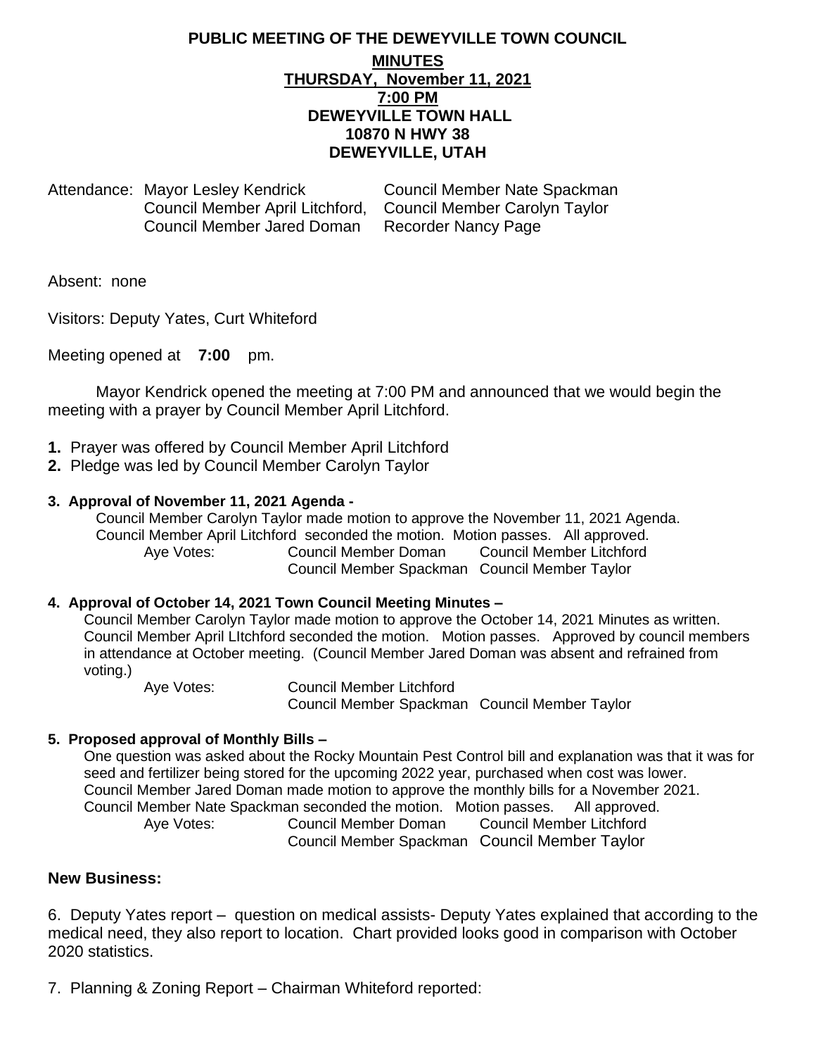**PUBLIC MEETING OF THE DEWEYVILLE TOWN COUNCIL**

**MINUTES**
**THURSDAY, November 11, 2021**
**7:00 PM**
**DEWEYVILLE TOWN HALL**
**10870 N HWY 38**
**DEWEYVILLE, UTAH**

Attendance: Mayor Lesley Kendrick, Council Member Nate Spackman, Council Member April Litchford, Council Member Carolyn Taylor, Council Member Jared Doman, Recorder Nancy Page

Absent: none

Visitors: Deputy Yates, Curt Whiteford

Meeting opened at **7:00** pm.

Mayor Kendrick opened the meeting at 7:00 PM and announced that we would begin the meeting with a prayer by Council Member April Litchford.

**1.** Prayer was offered by Council Member April Litchford
**2.** Pledge was led by Council Member Carolyn Taylor

**3. Approval of November 11, 2021 Agenda -**

Council Member Carolyn Taylor made motion to approve the November 11, 2021 Agenda. Council Member April Litchford seconded the motion. Motion passes. All approved.

Aye Votes: Council Member Doman, Council Member Litchford, Council Member Spackman, Council Member Taylor

**4. Approval of October 14, 2021 Town Council Meeting Minutes –**

Council Member Carolyn Taylor made motion to approve the October 14, 2021 Minutes as written. Council Member April LItchford seconded the motion. Motion passes. Approved by council members in attendance at October meeting. (Council Member Jared Doman was absent and refrained from voting.)

Aye Votes: Council Member Litchford, Council Member Spackman, Council Member Taylor

**5. Proposed approval of Monthly Bills –**

One question was asked about the Rocky Mountain Pest Control bill and explanation was that it was for seed and fertilizer being stored for the upcoming 2022 year, purchased when cost was lower. Council Member Jared Doman made motion to approve the monthly bills for a November 2021. Council Member Nate Spackman seconded the motion. Motion passes. All approved.

Aye Votes: Council Member Doman, Council Member Litchford, Council Member Spackman, Council Member Taylor

**New Business:**

6. Deputy Yates report – question on medical assists- Deputy Yates explained that according to the medical need, they also report to location. Chart provided looks good in comparison with October 2020 statistics.

7. Planning & Zoning Report – Chairman Whiteford reported: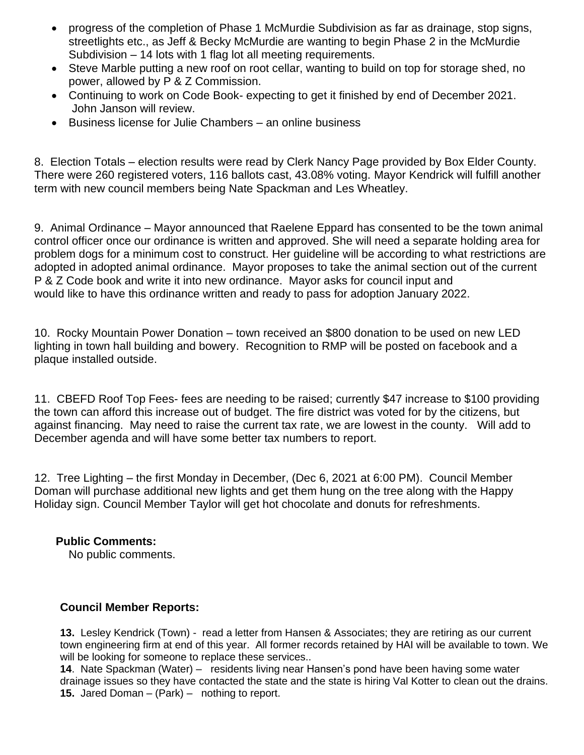- progress of the completion of Phase 1 McMurdie Subdivision as far as drainage, stop signs, streetlights etc., as Jeff & Becky McMurdie are wanting to begin Phase 2 in the McMurdie Subdivision – 14 lots with 1 flag lot all meeting requirements.
- Steve Marble putting a new roof on root cellar, wanting to build on top for storage shed, no power, allowed by P & Z Commission.
- Continuing to work on Code Book- expecting to get it finished by end of December 2021. John Janson will review.
- Business license for Julie Chambers – an online business

8. Election Totals – election results were read by Clerk Nancy Page provided by Box Elder County. There were 260 registered voters, 116 ballots cast, 43.08% voting. Mayor Kendrick will fulfill another term with new council members being Nate Spackman and Les Wheatley.

9. Animal Ordinance – Mayor announced that Raelene Eppard has consented to be the town animal control officer once our ordinance is written and approved. She will need a separate holding area for problem dogs for a minimum cost to construct. Her guideline will be according to what restrictions are adopted in adopted animal ordinance. Mayor proposes to take the animal section out of the current P & Z Code book and write it into new ordinance. Mayor asks for council input and would like to have this ordinance written and ready to pass for adoption January 2022.

10. Rocky Mountain Power Donation – town received an $800 donation to be used on new LED lighting in town hall building and bowery. Recognition to RMP will be posted on facebook and a plaque installed outside.

11. CBEFD Roof Top Fees- fees are needing to be raised; currently $47 increase to $100 providing the town can afford this increase out of budget. The fire district was voted for by the citizens, but against financing. May need to raise the current tax rate, we are lowest in the county. Will add to December agenda and will have some better tax numbers to report.

12. Tree Lighting – the first Monday in December, (Dec 6, 2021 at 6:00 PM). Council Member Doman will purchase additional new lights and get them hung on the tree along with the Happy Holiday sign. Council Member Taylor will get hot chocolate and donuts for refreshments.

**Public Comments:**

No public comments.

**Council Member Reports:**

**13.** Lesley Kendrick (Town) - read a letter from Hansen & Associates; they are retiring as our current town engineering firm at end of this year. All former records retained by HAI will be available to town. We will be looking for someone to replace these services..

**14**. Nate Spackman (Water) – residents living near Hansen's pond have been having some water drainage issues so they have contacted the state and the state is hiring Val Kotter to clean out the drains.

**15.** Jared Doman – (Park) – nothing to report.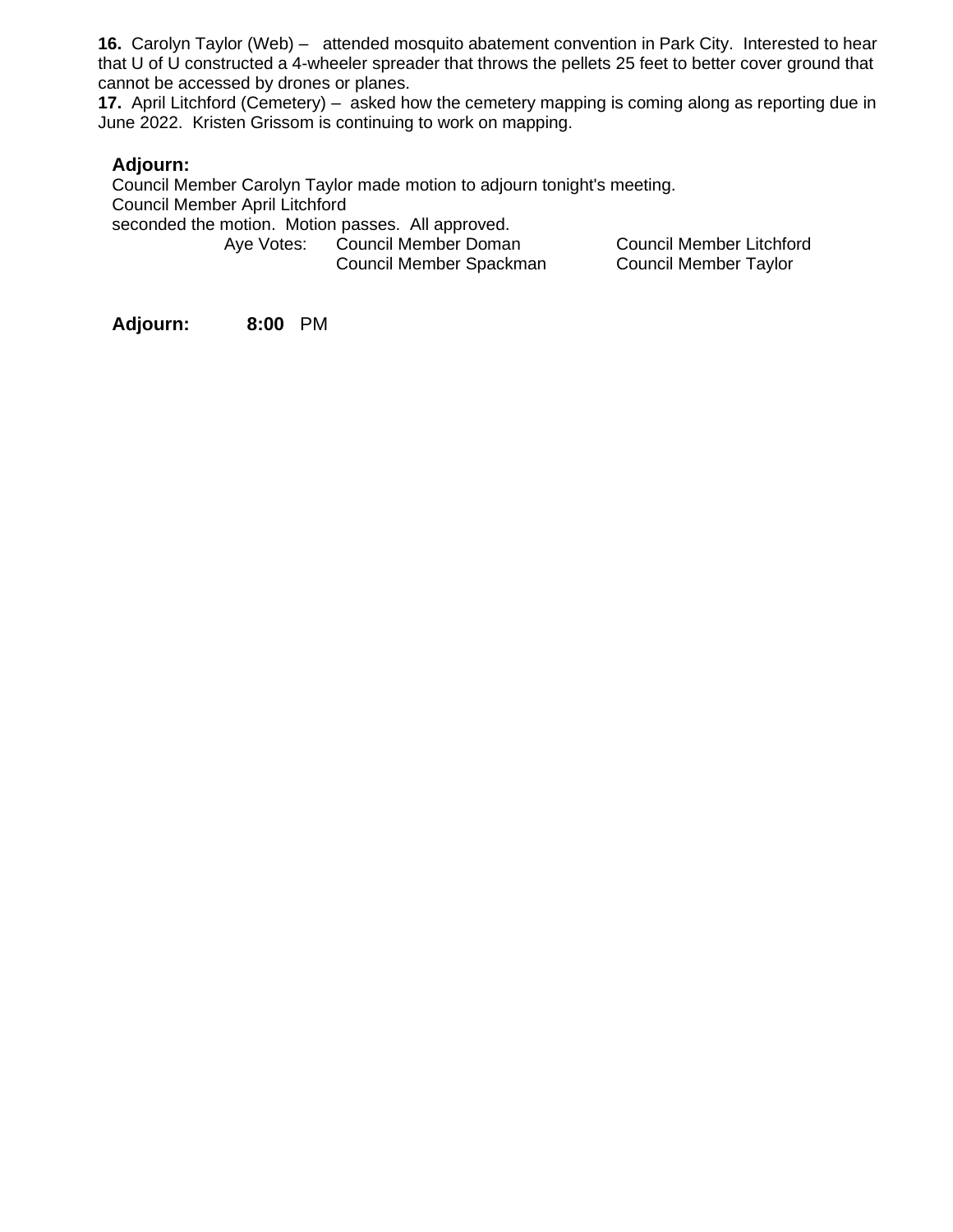**16.** Carolyn Taylor (Web) – attended mosquito abatement convention in Park City. Interested to hear that U of U constructed a 4-wheeler spreader that throws the pellets 25 feet to better cover ground that cannot be accessed by drones or planes.
**17.** April Litchford (Cemetery) – asked how the cemetery mapping is coming along as reporting due in June 2022. Kristen Grissom is continuing to work on mapping.

**Adjourn:**

Council Member Carolyn Taylor made motion to adjourn tonight's meeting.
Council Member April Litchford
seconded the motion. Motion passes. All approved.

| | | |
|---|---|---|
| Aye Votes: | Council Member Doman | Council Member Litchford |
| | Council Member Spackman | Council Member Taylor |

**Adjourn:** **8:00** PM